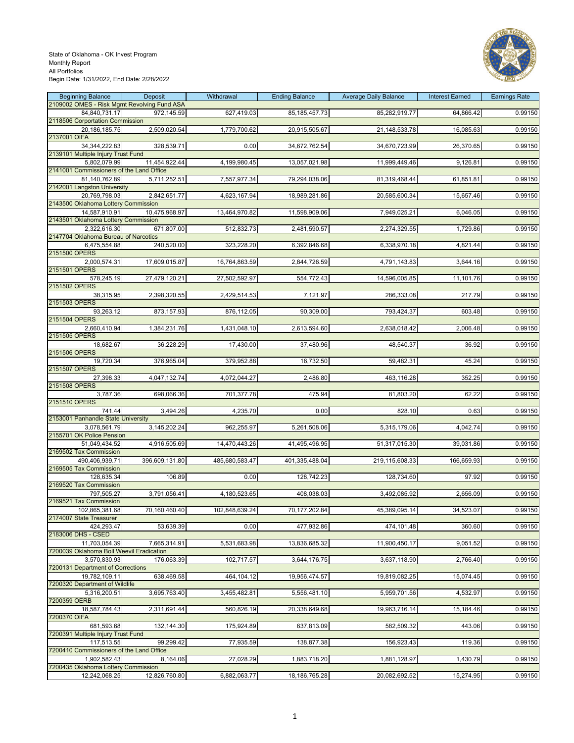State of Oklahoma - OK Invest Program
Monthly Report
All Portfolios
Begin Date: 1/31/2022, End Date: 2/28/2022

| Beginning Balance | Deposit | Withdrawal | Ending Balance | Average Daily Balance | Interest Earned | Earnings Rate |
|---|---|---|---|---|---|---|
| 2109002 OMES - Risk Mgmt Revolving Fund ASA | | | | | | |
| 84,840,731.17 | 972,145.59 | 627,419.03 | 85,185,457.73 | 85,282,919.77 | 64,866.42 | 0.99150 |
| 2118506 Corportation Commission | | | | | | |
| 20,186,185.75 | 2,509,020.54 | 1,779,700.62 | 20,915,505.67 | 21,148,533.78 | 16,085.63 | 0.99150 |
| 2137001 OIFA | | | | | | |
| 34,344,222.83 | 328,539.71 | 0.00 | 34,672,762.54 | 34,670,723.99 | 26,370.65 | 0.99150 |
| 2139101 Multiple Injury Trust Fund | | | | | | |
| 5,802,079.99 | 11,454,922.44 | 4,199,980.45 | 13,057,021.98 | 11,999,449.46 | 9,126.81 | 0.99150 |
| 2141001 Commissioners of the Land Office | | | | | | |
| 81,140,762.89 | 5,711,252.51 | 7,557,977.34 | 79,294,038.06 | 81,319,468.44 | 61,851.81 | 0.99150 |
| 2142001 Langston University | | | | | | |
| 20,769,798.03 | 2,842,651.77 | 4,623,167.94 | 18,989,281.86 | 20,585,600.34 | 15,657.46 | 0.99150 |
| 2143500 Oklahoma Lottery Commission | | | | | | |
| 14,587,910.91 | 10,475,968.97 | 13,464,970.82 | 11,598,909.06 | 7,949,025.21 | 6,046.05 | 0.99150 |
| 2143501 Oklahoma Lottery Commission | | | | | | |
| 2,322,616.30 | 671,807.00 | 512,832.73 | 2,481,590.57 | 2,274,329.55 | 1,729.86 | 0.99150 |
| 2147704 Oklahoma Bureau of Narcotics | | | | | | |
| 6,475,554.88 | 240,520.00 | 323,228.20 | 6,392,846.68 | 6,338,970.18 | 4,821.44 | 0.99150 |
| 2151500 OPERS | | | | | | |
| 2,000,574.31 | 17,609,015.87 | 16,764,863.59 | 2,844,726.59 | 4,791,143.83 | 3,644.16 | 0.99150 |
| 2151501 OPERS | | | | | | |
| 578,245.19 | 27,479,120.21 | 27,502,592.97 | 554,772.43 | 14,596,005.85 | 11,101.76 | 0.99150 |
| 2151502 OPERS | | | | | | |
| 38,315.95 | 2,398,320.55 | 2,429,514.53 | 7,121.97 | 286,333.08 | 217.79 | 0.99150 |
| 2151503 OPERS | | | | | | |
| 93,263.12 | 873,157.93 | 876,112.05 | 90,309.00 | 793,424.37 | 603.48 | 0.99150 |
| 2151504 OPERS | | | | | | |
| 2,660,410.94 | 1,384,231.76 | 1,431,048.10 | 2,613,594.60 | 2,638,018.42 | 2,006.48 | 0.99150 |
| 2151505 OPERS | | | | | | |
| 18,682.67 | 36,228.29 | 17,430.00 | 37,480.96 | 48,540.37 | 36.92 | 0.99150 |
| 2151506 OPERS | | | | | | |
| 19,720.34 | 376,965.04 | 379,952.88 | 16,732.50 | 59,482.31 | 45.24 | 0.99150 |
| 2151507 OPERS | | | | | | |
| 27,398.33 | 4,047,132.74 | 4,072,044.27 | 2,486.80 | 463,116.28 | 352.25 | 0.99150 |
| 2151508 OPERS | | | | | | |
| 3,787.36 | 698,066.36 | 701,377.78 | 475.94 | 81,803.20 | 62.22 | 0.99150 |
| 2151510 OPERS | | | | | | |
| 741.44 | 3,494.26 | 4,235.70 | 0.00 | 828.10 | 0.63 | 0.99150 |
| 2153001 Panhandle State University | | | | | | |
| 3,078,561.79 | 3,145,202.24 | 962,255.97 | 5,261,508.06 | 5,315,179.06 | 4,042.74 | 0.99150 |
| 2155701 OK Police Pension | | | | | | |
| 51,049,434.52 | 4,916,505.69 | 14,470,443.26 | 41,495,496.95 | 51,317,015.30 | 39,031.86 | 0.99150 |
| 2169502 Tax Commission | | | | | | |
| 490,406,939.71 | 396,609,131.80 | 485,680,583.47 | 401,335,488.04 | 219,115,608.33 | 166,659.93 | 0.99150 |
| 2169505 Tax Commission | | | | | | |
| 128,635.34 | 106.89 | 0.00 | 128,742.23 | 128,734.60 | 97.92 | 0.99150 |
| 2169520 Tax Commission | | | | | | |
| 797,505.27 | 3,791,056.41 | 4,180,523.65 | 408,038.03 | 3,492,085.92 | 2,656.09 | 0.99150 |
| 2169521 Tax Commission | | | | | | |
| 102,865,381.68 | 70,160,460.40 | 102,848,639.24 | 70,177,202.84 | 45,389,095.14 | 34,523.07 | 0.99150 |
| 2174007 State Treasurer | | | | | | |
| 424,293.47 | 53,639.39 | 0.00 | 477,932.86 | 474,101.48 | 360.60 | 0.99150 |
| 2183006 DHS - CSED | | | | | | |
| 11,703,054.39 | 7,665,314.91 | 5,531,683.98 | 13,836,685.32 | 11,900,450.17 | 9,051.52 | 0.99150 |
| 7200039 Oklahoma Boll Weevil Eradication | | | | | | |
| 3,570,830.93 | 176,063.39 | 102,717.57 | 3,644,176.75 | 3,637,118.90 | 2,766.40 | 0.99150 |
| 7200131 Department of Corrections | | | | | | |
| 19,782,109.11 | 638,469.58 | 464,104.12 | 19,956,474.57 | 19,819,082.25 | 15,074.45 | 0.99150 |
| 7200320 Department of Wildlife | | | | | | |
| 5,316,200.51 | 3,695,763.40 | 3,455,482.81 | 5,556,481.10 | 5,959,701.56 | 4,532.97 | 0.99150 |
| 7200359 OERB | | | | | | |
| 18,587,784.43 | 2,311,691.44 | 560,826.19 | 20,338,649.68 | 19,963,716.14 | 15,184.46 | 0.99150 |
| 7200370 OIFA | | | | | | |
| 681,593.68 | 132,144.30 | 175,924.89 | 637,813.09 | 582,509.32 | 443.06 | 0.99150 |
| 7200391 Multiple Injury Trust Fund | | | | | | |
| 117,513.55 | 99,299.42 | 77,935.59 | 138,877.38 | 156,923.43 | 119.36 | 0.99150 |
| 7200410 Commissioners of the Land Office | | | | | | |
| 1,902,582.43 | 8,164.06 | 27,028.29 | 1,883,718.20 | 1,881,128.97 | 1,430.79 | 0.99150 |
| 7200435 Oklahoma Lottery Commission | | | | | | |
| 12,242,068.25 | 12,826,760.80 | 6,882,063.77 | 18,186,765.28 | 20,082,692.52 | 15,274.95 | 0.99150 |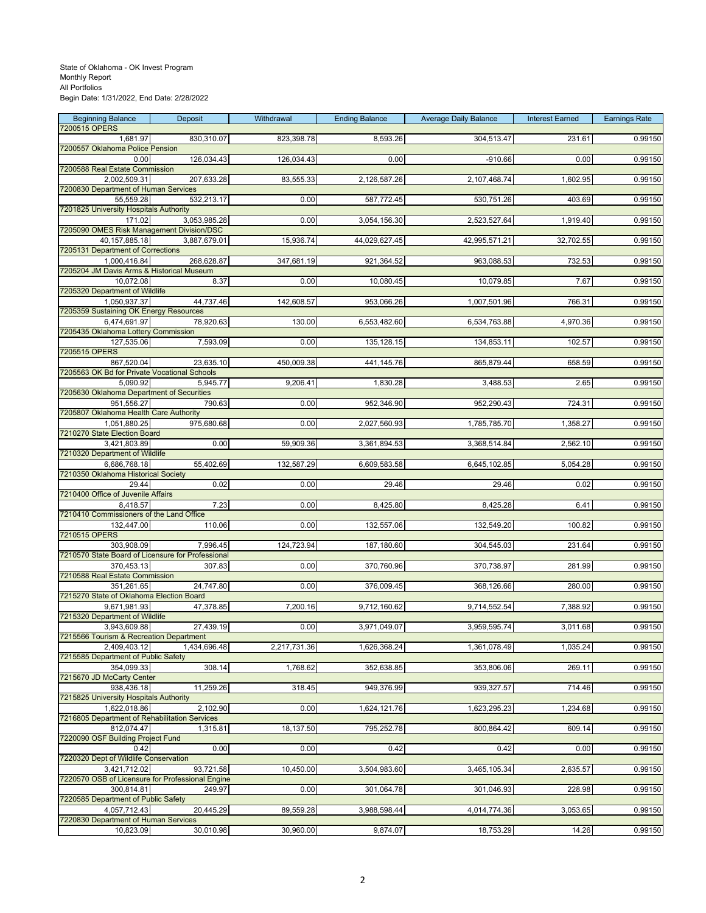State of Oklahoma - OK Invest Program
Monthly Report
All Portfolios
Begin Date: 1/31/2022, End Date: 2/28/2022

| Beginning Balance | Deposit | Withdrawal | Ending Balance | Average Daily Balance | Interest Earned | Earnings Rate |
|---|---|---|---|---|---|---|
| 7200515 OPERS | | | | | | |
| 1,681.97 | 830,310.07 | 823,398.78 | 8,593.26 | 304,513.47 | 231.61 | 0.99150 |
| 7200557 Oklahoma Police Pension | | | | | | |
| 0.00 | 126,034.43 | 126,034.43 | 0.00 | -910.66 | 0.00 | 0.99150 |
| 7200588 Real Estate Commission | | | | | | |
| 2,002,509.31 | 207,633.28 | 83,555.33 | 2,126,587.26 | 2,107,468.74 | 1,602.95 | 0.99150 |
| 7200830 Department of Human Services | | | | | | |
| 55,559.28 | 532,213.17 | 0.00 | 587,772.45 | 530,751.26 | 403.69 | 0.99150 |
| 7201825 University Hospitals Authority | | | | | | |
| 171.02 | 3,053,985.28 | 0.00 | 3,054,156.30 | 2,523,527.64 | 1,919.40 | 0.99150 |
| 7205090 OMES Risk Management Division/DSC | | | | | | |
| 40,157,885.18 | 3,887,679.01 | 15,936.74 | 44,029,627.45 | 42,995,571.21 | 32,702.55 | 0.99150 |
| 7205131 Department of Corrections | | | | | | |
| 1,000,416.84 | 268,628.87 | 347,681.19 | 921,364.52 | 963,088.53 | 732.53 | 0.99150 |
| 7205204 JM Davis Arms & Historical Museum | | | | | | |
| 10,072.08 | 8.37 | 0.00 | 10,080.45 | 10,079.85 | 7.67 | 0.99150 |
| 7205320 Department of Wildlife | | | | | | |
| 1,050,937.37 | 44,737.46 | 142,608.57 | 953,066.26 | 1,007,501.96 | 766.31 | 0.99150 |
| 7205359 Sustaining OK Energy Resources | | | | | | |
| 6,474,691.97 | 78,920.63 | 130.00 | 6,553,482.60 | 6,534,763.88 | 4,970.36 | 0.99150 |
| 7205435 Oklahoma Lottery Commission | | | | | | |
| 127,535.06 | 7,593.09 | 0.00 | 135,128.15 | 134,853.11 | 102.57 | 0.99150 |
| 7205515 OPERS | | | | | | |
| 867,520.04 | 23,635.10 | 450,009.38 | 441,145.76 | 865,879.44 | 658.59 | 0.99150 |
| 7205563 OK Bd for Private Vocational Schools | | | | | | |
| 5,090.92 | 5,945.77 | 9,206.41 | 1,830.28 | 3,488.53 | 2.65 | 0.99150 |
| 7205630 Oklahoma Department of Securities | | | | | | |
| 951,556.27 | 790.63 | 0.00 | 952,346.90 | 952,290.43 | 724.31 | 0.99150 |
| 7205807 Oklahoma Health Care Authority | | | | | | |
| 1,051,880.25 | 975,680.68 | 0.00 | 2,027,560.93 | 1,785,785.70 | 1,358.27 | 0.99150 |
| 7210270 State Election Board | | | | | | |
| 3,421,803.89 | 0.00 | 59,909.36 | 3,361,894.53 | 3,368,514.84 | 2,562.10 | 0.99150 |
| 7210320 Department of Wildlife | | | | | | |
| 6,686,768.18 | 55,402.69 | 132,587.29 | 6,609,583.58 | 6,645,102.85 | 5,054.28 | 0.99150 |
| 7210350 Oklahoma Historical Society | | | | | | |
| 29.44 | 0.02 | 0.00 | 29.46 | 29.46 | 0.02 | 0.99150 |
| 7210400 Office of Juvenile Affairs | | | | | | |
| 8,418.57 | 7.23 | 0.00 | 8,425.80 | 8,425.28 | 6.41 | 0.99150 |
| 7210410 Commissioners of the Land Office | | | | | | |
| 132,447.00 | 110.06 | 0.00 | 132,557.06 | 132,549.20 | 100.82 | 0.99150 |
| 7210515 OPERS | | | | | | |
| 303,908.09 | 7,996.45 | 124,723.94 | 187,180.60 | 304,545.03 | 231.64 | 0.99150 |
| 7210570 State Board of Licensure for Professional | | | | | | |
| 370,453.13 | 307.83 | 0.00 | 370,760.96 | 370,738.97 | 281.99 | 0.99150 |
| 7210588 Real Estate Commission | | | | | | |
| 351,261.65 | 24,747.80 | 0.00 | 376,009.45 | 368,126.66 | 280.00 | 0.99150 |
| 7215270 State of Oklahoma Election Board | | | | | | |
| 9,671,981.93 | 47,378.85 | 7,200.16 | 9,712,160.62 | 9,714,552.54 | 7,388.92 | 0.99150 |
| 7215320 Department of Wildlife | | | | | | |
| 3,943,609.88 | 27,439.19 | 0.00 | 3,971,049.07 | 3,959,595.74 | 3,011.68 | 0.99150 |
| 7215566 Tourism & Recreation Department | | | | | | |
| 2,409,403.12 | 1,434,696.48 | 2,217,731.36 | 1,626,368.24 | 1,361,078.49 | 1,035.24 | 0.99150 |
| 7215585 Department of Public Safety | | | | | | |
| 354,099.33 | 308.14 | 1,768.62 | 352,638.85 | 353,806.06 | 269.11 | 0.99150 |
| 7215670 JD McCarty Center | | | | | | |
| 938,436.18 | 11,259.26 | 318.45 | 949,376.99 | 939,327.57 | 714.46 | 0.99150 |
| 7215825 University Hospitals Authority | | | | | | |
| 1,622,018.86 | 2,102.90 | 0.00 | 1,624,121.76 | 1,623,295.23 | 1,234.68 | 0.99150 |
| 7216805 Department of Rehabilitation Services | | | | | | |
| 812,074.47 | 1,315.81 | 18,137.50 | 795,252.78 | 800,864.42 | 609.14 | 0.99150 |
| 7220090 OSF Building Project Fund | | | | | | |
| 0.42 | 0.00 | 0.00 | 0.42 | 0.42 | 0.00 | 0.99150 |
| 7220320 Dept of Wildlife Conservation | | | | | | |
| 3,421,712.02 | 93,721.58 | 10,450.00 | 3,504,983.60 | 3,465,105.34 | 2,635.57 | 0.99150 |
| 7220570 OSB of Licensure for Professional Engine | | | | | | |
| 300,814.81 | 249.97 | 0.00 | 301,064.78 | 301,046.93 | 228.98 | 0.99150 |
| 7220585 Department of Public Safety | | | | | | |
| 4,057,712.43 | 20,445.29 | 89,559.28 | 3,988,598.44 | 4,014,774.36 | 3,053.65 | 0.99150 |
| 7220830 Department of Human Services | | | | | | |
| 10,823.09 | 30,010.98 | 30,960.00 | 9,874.07 | 18,753.29 | 14.26 | 0.99150 |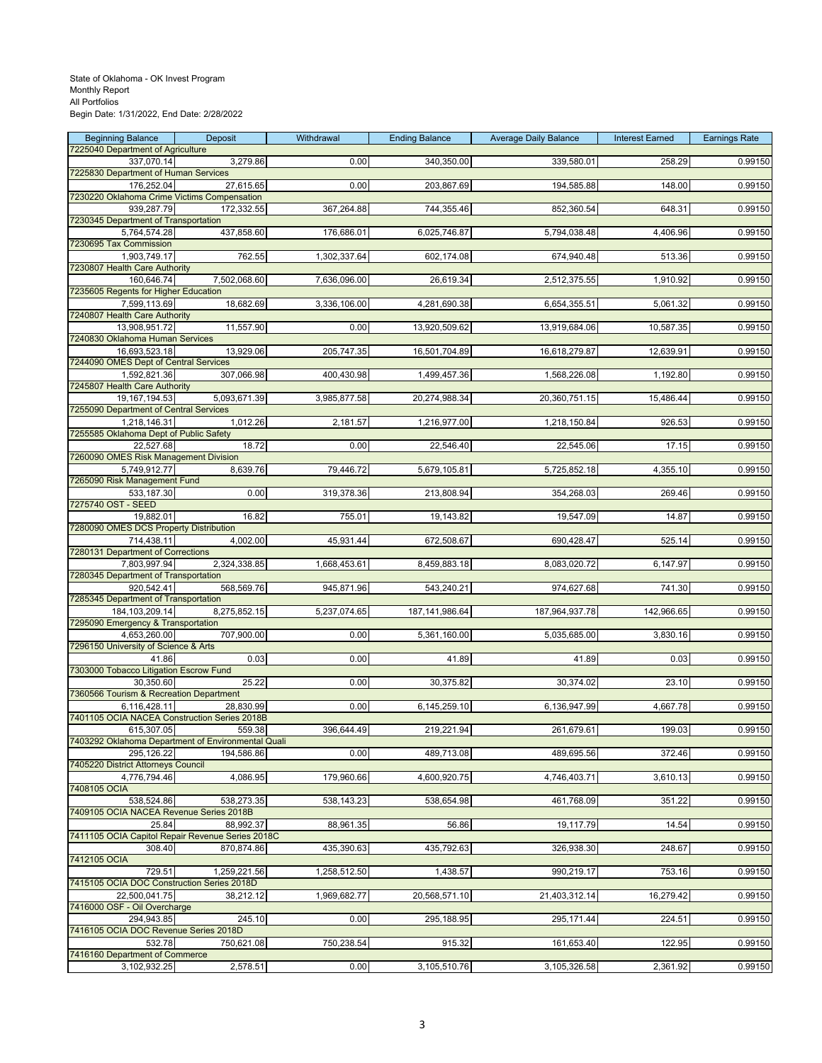State of Oklahoma - OK Invest Program
Monthly Report
All Portfolios
Begin Date: 1/31/2022, End Date: 2/28/2022

| Beginning Balance | Deposit | Withdrawal | Ending Balance | Average Daily Balance | Interest Earned | Earnings Rate |
|---|---|---|---|---|---|---|
| 7225040 Department of Agriculture | | | | | | |
| 337,070.14 | 3,279.86 | 0.00 | 340,350.00 | 339,580.01 | 258.29 | 0.99150 |
| 7225830 Department of Human Services | | | | | | |
| 176,252.04 | 27,615.65 | 0.00 | 203,867.69 | 194,585.88 | 148.00 | 0.99150 |
| 7230220 Oklahoma Crime Victims Compensation | | | | | | |
| 939,287.79 | 172,332.55 | 367,264.88 | 744,355.46 | 852,360.54 | 648.31 | 0.99150 |
| 7230345 Department of Transportation | | | | | | |
| 5,764,574.28 | 437,858.60 | 176,686.01 | 6,025,746.87 | 5,794,038.48 | 4,406.96 | 0.99150 |
| 7230695 Tax Commission | | | | | | |
| 1,903,749.17 | 762.55 | 1,302,337.64 | 602,174.08 | 674,940.48 | 513.36 | 0.99150 |
| 7230807 Health Care Authority | | | | | | |
| 160,646.74 | 7,502,068.60 | 7,636,096.00 | 26,619.34 | 2,512,375.55 | 1,910.92 | 0.99150 |
| 7235605 Regents for Higher Education | | | | | | |
| 7,599,113.69 | 18,682.69 | 3,336,106.00 | 4,281,690.38 | 6,654,355.51 | 5,061.32 | 0.99150 |
| 7240807 Health Care Authority | | | | | | |
| 13,908,951.72 | 11,557.90 | 0.00 | 13,920,509.62 | 13,919,684.06 | 10,587.35 | 0.99150 |
| 7240830 Oklahoma Human Services | | | | | | |
| 16,693,523.18 | 13,929.06 | 205,747.35 | 16,501,704.89 | 16,618,279.87 | 12,639.91 | 0.99150 |
| 7244090 OMES Dept of Central Services | | | | | | |
| 1,592,821.36 | 307,066.98 | 400,430.98 | 1,499,457.36 | 1,568,226.08 | 1,192.80 | 0.99150 |
| 7245807 Health Care Authority | | | | | | |
| 19,167,194.53 | 5,093,671.39 | 3,985,877.58 | 20,274,988.34 | 20,360,751.15 | 15,486.44 | 0.99150 |
| 7255090 Department of Central Services | | | | | | |
| 1,218,146.31 | 1,012.26 | 2,181.57 | 1,216,977.00 | 1,218,150.84 | 926.53 | 0.99150 |
| 7255585 Oklahoma Dept of Public Safety | | | | | | |
| 22,527.68 | 18.72 | 0.00 | 22,546.40 | 22,545.06 | 17.15 | 0.99150 |
| 7260090 OMES Risk Management Division | | | | | | |
| 5,749,912.77 | 8,639.76 | 79,446.72 | 5,679,105.81 | 5,725,852.18 | 4,355.10 | 0.99150 |
| 7265090 Risk Management Fund | | | | | | |
| 533,187.30 | 0.00 | 319,378.36 | 213,808.94 | 354,268.03 | 269.46 | 0.99150 |
| 7275740 OST - SEED | | | | | | |
| 19,882.01 | 16.82 | 755.01 | 19,143.82 | 19,547.09 | 14.87 | 0.99150 |
| 7280090 OMES DCS Property Distribution | | | | | | |
| 714,438.11 | 4,002.00 | 45,931.44 | 672,508.67 | 690,428.47 | 525.14 | 0.99150 |
| 7280131 Department of Corrections | | | | | | |
| 7,803,997.94 | 2,324,338.85 | 1,668,453.61 | 8,459,883.18 | 8,083,020.72 | 6,147.97 | 0.99150 |
| 7280345 Department of Transportation | | | | | | |
| 920,542.41 | 568,569.76 | 945,871.96 | 543,240.21 | 974,627.68 | 741.30 | 0.99150 |
| 7285345 Department of Transportation | | | | | | |
| 184,103,209.14 | 8,275,852.15 | 5,237,074.65 | 187,141,986.64 | 187,964,937.78 | 142,966.65 | 0.99150 |
| 7295090 Emergency & Transportation | | | | | | |
| 4,653,260.00 | 707,900.00 | 0.00 | 5,361,160.00 | 5,035,685.00 | 3,830.16 | 0.99150 |
| 7296150 University of Science & Arts | | | | | | |
| 41.86 | 0.03 | 0.00 | 41.89 | 41.89 | 0.03 | 0.99150 |
| 7303000 Tobacco Litigation Escrow Fund | | | | | | |
| 30,350.60 | 25.22 | 0.00 | 30,375.82 | 30,374.02 | 23.10 | 0.99150 |
| 7360566 Tourism & Recreation Department | | | | | | |
| 6,116,428.11 | 28,830.99 | 0.00 | 6,145,259.10 | 6,136,947.99 | 4,667.78 | 0.99150 |
| 7401105 OCIA NACEA Construction Series 2018B | | | | | | |
| 615,307.05 | 559.38 | 396,644.49 | 219,221.94 | 261,679.61 | 199.03 | 0.99150 |
| 7403292 Oklahoma Department of Environmental Quali | | | | | | |
| 295,126.22 | 194,586.86 | 0.00 | 489,713.08 | 489,695.56 | 372.46 | 0.99150 |
| 7405220 District Attorneys Council | | | | | | |
| 4,776,794.46 | 4,086.95 | 179,960.66 | 4,600,920.75 | 4,746,403.71 | 3,610.13 | 0.99150 |
| 7408105 OCIA | | | | | | |
| 538,524.86 | 538,273.35 | 538,143.23 | 538,654.98 | 461,768.09 | 351.22 | 0.99150 |
| 7409105 OCIA NACEA Revenue Series 2018B | | | | | | |
| 25.84 | 88,992.37 | 88,961.35 | 56.86 | 19,117.79 | 14.54 | 0.99150 |
| 7411105 OCIA Capitol Repair Revenue Series 2018C | | | | | | |
| 308.40 | 870,874.86 | 435,390.63 | 435,792.63 | 326,938.30 | 248.67 | 0.99150 |
| 7412105 OCIA | | | | | | |
| 729.51 | 1,259,221.56 | 1,258,512.50 | 1,438.57 | 990,219.17 | 753.16 | 0.99150 |
| 7415105 OCIA DOC Construction Series 2018D | | | | | | |
| 22,500,041.75 | 38,212.12 | 1,969,682.77 | 20,568,571.10 | 21,403,312.14 | 16,279.42 | 0.99150 |
| 7416000 OSF - Oil Overcharge | | | | | | |
| 294,943.85 | 245.10 | 0.00 | 295,188.95 | 295,171.44 | 224.51 | 0.99150 |
| 7416105 OCIA DOC Revenue Series 2018D | | | | | | |
| 532.78 | 750,621.08 | 750,238.54 | 915.32 | 161,653.40 | 122.95 | 0.99150 |
| 7416160 Department of Commerce | | | | | | |
| 3,102,932.25 | 2,578.51 | 0.00 | 3,105,510.76 | 3,105,326.58 | 2,361.92 | 0.99150 |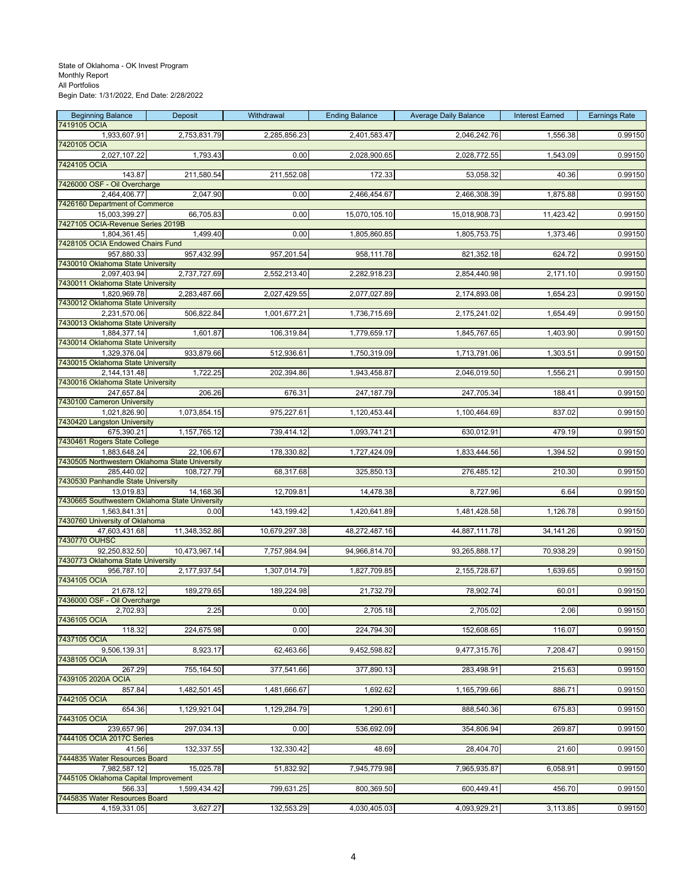State of Oklahoma - OK Invest Program
Monthly Report
All Portfolios
Begin Date: 1/31/2022, End Date: 2/28/2022

| Beginning Balance | Deposit | Withdrawal | Ending Balance | Average Daily Balance | Interest Earned | Earnings Rate |
|---|---|---|---|---|---|---|
| 7419105 OCIA | | | | | | |
| 1,933,607.91 | 2,753,831.79 | 2,285,856.23 | 2,401,583.47 | 2,046,242.76 | 1,556.38 | 0.99150 |
| 7420105 OCIA | | | | | | |
| 2,027,107.22 | 1,793.43 | 0.00 | 2,028,900.65 | 2,028,772.55 | 1,543.09 | 0.99150 |
| 7424105 OCIA | | | | | | |
| 143.87 | 211,580.54 | 211,552.08 | 172.33 | 53,058.32 | 40.36 | 0.99150 |
| 7426000 OSF - Oil Overcharge | | | | | | |
| 2,464,406.77 | 2,047.90 | 0.00 | 2,466,454.67 | 2,466,308.39 | 1,875.88 | 0.99150 |
| 7426160 Department of Commerce | | | | | | |
| 15,003,399.27 | 66,705.83 | 0.00 | 15,070,105.10 | 15,018,908.73 | 11,423.42 | 0.99150 |
| 7427105 OCIA-Revenue Series 2019B | | | | | | |
| 1,804,361.45 | 1,499.40 | 0.00 | 1,805,860.85 | 1,805,753.75 | 1,373.46 | 0.99150 |
| 7428105 OCIA Endowed Chairs Fund | | | | | | |
| 957,880.33 | 957,432.99 | 957,201.54 | 958,111.78 | 821,352.18 | 624.72 | 0.99150 |
| 7430010 Oklahoma State University | | | | | | |
| 2,097,403.94 | 2,737,727.69 | 2,552,213.40 | 2,282,918.23 | 2,854,440.98 | 2,171.10 | 0.99150 |
| 7430011 Oklahoma State University | | | | | | |
| 1,820,969.78 | 2,283,487.66 | 2,027,429.55 | 2,077,027.89 | 2,174,893.08 | 1,654.23 | 0.99150 |
| 7430012 Oklahoma State University | | | | | | |
| 2,231,570.06 | 506,822.84 | 1,001,677.21 | 1,736,715.69 | 2,175,241.02 | 1,654.49 | 0.99150 |
| 7430013 Oklahoma State University | | | | | | |
| 1,884,377.14 | 1,601.87 | 106,319.84 | 1,779,659.17 | 1,845,767.65 | 1,403.90 | 0.99150 |
| 7430014 Oklahoma State University | | | | | | |
| 1,329,376.04 | 933,879.66 | 512,936.61 | 1,750,319.09 | 1,713,791.06 | 1,303.51 | 0.99150 |
| 7430015 Oklahoma State University | | | | | | |
| 2,144,131.48 | 1,722.25 | 202,394.86 | 1,943,458.87 | 2,046,019.50 | 1,556.21 | 0.99150 |
| 7430016 Oklahoma State University | | | | | | |
| 247,657.84 | 206.26 | 676.31 | 247,187.79 | 247,705.34 | 188.41 | 0.99150 |
| 7430100 Cameron University | | | | | | |
| 1,021,826.90 | 1,073,854.15 | 975,227.61 | 1,120,453.44 | 1,100,464.69 | 837.02 | 0.99150 |
| 7430420 Langston University | | | | | | |
| 675,390.21 | 1,157,765.12 | 739,414.12 | 1,093,741.21 | 630,012.91 | 479.19 | 0.99150 |
| 7430461 Rogers State College | | | | | | |
| 1,883,648.24 | 22,106.67 | 178,330.82 | 1,727,424.09 | 1,833,444.56 | 1,394.52 | 0.99150 |
| 7430505 Northwestern Oklahoma State University | | | | | | |
| 285,440.02 | 108,727.79 | 68,317.68 | 325,850.13 | 276,485.12 | 210.30 | 0.99150 |
| 7430530 Panhandle State University | | | | | | |
| 13,019.83 | 14,168.36 | 12,709.81 | 14,478.38 | 8,727.96 | 6.64 | 0.99150 |
| 7430665 Southwestern Oklahoma State University | | | | | | |
| 1,563,841.31 | 0.00 | 143,199.42 | 1,420,641.89 | 1,481,428.58 | 1,126.78 | 0.99150 |
| 7430760 University of Oklahoma | | | | | | |
| 47,603,431.68 | 11,348,352.86 | 10,679,297.38 | 48,272,487.16 | 44,887,111.78 | 34,141.26 | 0.99150 |
| 7430770 OUHSC | | | | | | |
| 92,250,832.50 | 10,473,967.14 | 7,757,984.94 | 94,966,814.70 | 93,265,888.17 | 70,938.29 | 0.99150 |
| 7430773 Oklahoma State University | | | | | | |
| 956,787.10 | 2,177,937.54 | 1,307,014.79 | 1,827,709.85 | 2,155,728.67 | 1,639.65 | 0.99150 |
| 7434105 OCIA | | | | | | |
| 21,678.12 | 189,279.65 | 189,224.98 | 21,732.79 | 78,902.74 | 60.01 | 0.99150 |
| 7436000 OSF - Oil Overcharge | | | | | | |
| 2,702.93 | 2.25 | 0.00 | 2,705.18 | 2,705.02 | 2.06 | 0.99150 |
| 7436105 OCIA | | | | | | |
| 118.32 | 224,675.98 | 0.00 | 224,794.30 | 152,608.65 | 116.07 | 0.99150 |
| 7437105 OCIA | | | | | | |
| 9,506,139.31 | 8,923.17 | 62,463.66 | 9,452,598.82 | 9,477,315.76 | 7,208.47 | 0.99150 |
| 7438105 OCIA | | | | | | |
| 267.29 | 755,164.50 | 377,541.66 | 377,890.13 | 283,498.91 | 215.63 | 0.99150 |
| 7439105 2020A OCIA | | | | | | |
| 857.84 | 1,482,501.45 | 1,481,666.67 | 1,692.62 | 1,165,799.66 | 886.71 | 0.99150 |
| 7442105 OCIA | | | | | | |
| 654.36 | 1,129,921.04 | 1,129,284.79 | 1,290.61 | 888,540.36 | 675.83 | 0.99150 |
| 7443105 OCIA | | | | | | |
| 239,657.96 | 297,034.13 | 0.00 | 536,692.09 | 354,806.94 | 269.87 | 0.99150 |
| 7444105 OCIA 2017C Series | | | | | | |
| 41.56 | 132,337.55 | 132,330.42 | 48.69 | 28,404.70 | 21.60 | 0.99150 |
| 7444835 Water Resources Board | | | | | | |
| 7,982,587.12 | 15,025.78 | 51,832.92 | 7,945,779.98 | 7,965,935.87 | 6,058.91 | 0.99150 |
| 7445105 Oklahoma Capital Improvement | | | | | | |
| 566.33 | 1,599,434.42 | 799,631.25 | 800,369.50 | 600,449.41 | 456.70 | 0.99150 |
| 7445835 Water Resources Board | | | | | | |
| 4,159,331.05 | 3,627.27 | 132,553.29 | 4,030,405.03 | 4,093,929.21 | 3,113.85 | 0.99150 |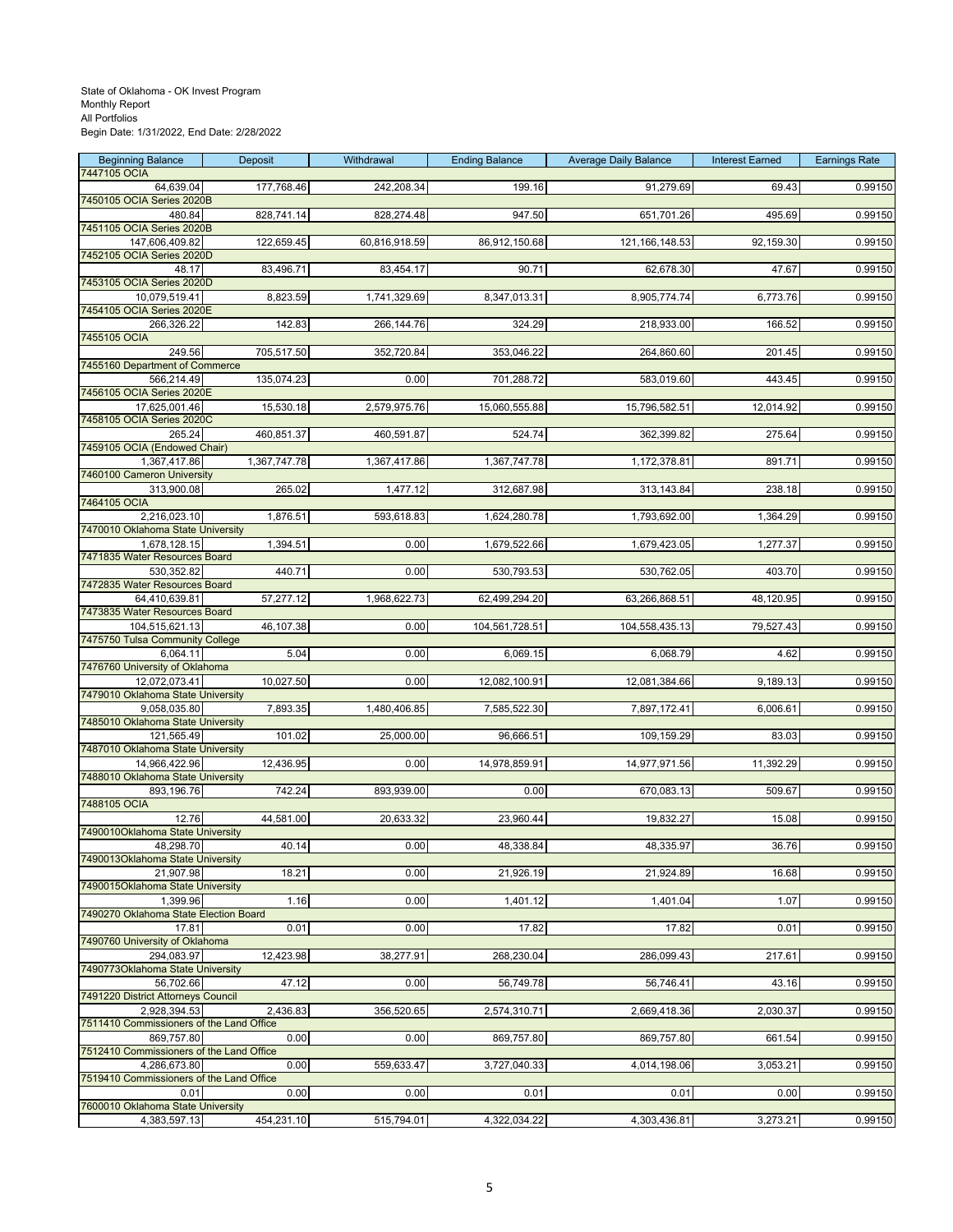State of Oklahoma - OK Invest Program
Monthly Report
All Portfolios
Begin Date: 1/31/2022, End Date: 2/28/2022

| Beginning Balance | Deposit | Withdrawal | Ending Balance | Average Daily Balance | Interest Earned | Earnings Rate |
|---|---|---|---|---|---|---|
| 7447105 OCIA | | | | | | |
| 64,639.04 | 177,768.46 | 242,208.34 | 199.16 | 91,279.69 | 69.43 | 0.99150 |
| 7450105 OCIA Series 2020B | | | | | | |
| 480.84 | 828,741.14 | 828,274.48 | 947.50 | 651,701.26 | 495.69 | 0.99150 |
| 7451105 OCIA Series 2020B | | | | | | |
| 147,606,409.82 | 122,659.45 | 60,816,918.59 | 86,912,150.68 | 121,166,148.53 | 92,159.30 | 0.99150 |
| 7452105 OCIA Series 2020D | | | | | | |
| 48.17 | 83,496.71 | 83,454.17 | 90.71 | 62,678.30 | 47.67 | 0.99150 |
| 7453105 OCIA Series 2020D | | | | | | |
| 10,079,519.41 | 8,823.59 | 1,741,329.69 | 8,347,013.31 | 8,905,774.74 | 6,773.76 | 0.99150 |
| 7454105 OCIA Series 2020E | | | | | | |
| 266,326.22 | 142.83 | 266,144.76 | 324.29 | 218,933.00 | 166.52 | 0.99150 |
| 7455105 OCIA | | | | | | |
| 249.56 | 705,517.50 | 352,720.84 | 353,046.22 | 264,860.60 | 201.45 | 0.99150 |
| 7455160 Department of Commerce | | | | | | |
| 566,214.49 | 135,074.23 | 0.00 | 701,288.72 | 583,019.60 | 443.45 | 0.99150 |
| 7456105 OCIA Series 2020E | | | | | | |
| 17,625,001.46 | 15,530.18 | 2,579,975.76 | 15,060,555.88 | 15,796,582.51 | 12,014.92 | 0.99150 |
| 7458105 OCIA Series 2020C | | | | | | |
| 265.24 | 460,851.37 | 460,591.87 | 524.74 | 362,399.82 | 275.64 | 0.99150 |
| 7459105 OCIA (Endowed Chair) | | | | | | |
| 1,367,417.86 | 1,367,747.78 | 1,367,417.86 | 1,367,747.78 | 1,172,378.81 | 891.71 | 0.99150 |
| 7460100 Cameron University | | | | | | |
| 313,900.08 | 265.02 | 1,477.12 | 312,687.98 | 313,143.84 | 238.18 | 0.99150 |
| 7464105 OCIA | | | | | | |
| 2,216,023.10 | 1,876.51 | 593,618.83 | 1,624,280.78 | 1,793,692.00 | 1,364.29 | 0.99150 |
| 7470010 Oklahoma State University | | | | | | |
| 1,678,128.15 | 1,394.51 | 0.00 | 1,679,522.66 | 1,679,423.05 | 1,277.37 | 0.99150 |
| 7471835 Water Resources Board | | | | | | |
| 530,352.82 | 440.71 | 0.00 | 530,793.53 | 530,762.05 | 403.70 | 0.99150 |
| 7472835 Water Resources Board | | | | | | |
| 64,410,639.81 | 57,277.12 | 1,968,622.73 | 62,499,294.20 | 63,266,868.51 | 48,120.95 | 0.99150 |
| 7473835 Water Resources Board | | | | | | |
| 104,515,621.13 | 46,107.38 | 0.00 | 104,561,728.51 | 104,558,435.13 | 79,527.43 | 0.99150 |
| 7475750 Tulsa Community College | | | | | | |
| 6,064.11 | 5.04 | 0.00 | 6,069.15 | 6,068.79 | 4.62 | 0.99150 |
| 7476760 University of Oklahoma | | | | | | |
| 12,072,073.41 | 10,027.50 | 0.00 | 12,082,100.91 | 12,081,384.66 | 9,189.13 | 0.99150 |
| 7479010 Oklahoma State University | | | | | | |
| 9,058,035.80 | 7,893.35 | 1,480,406.85 | 7,585,522.30 | 7,897,172.41 | 6,006.61 | 0.99150 |
| 7485010 Oklahoma State University | | | | | | |
| 121,565.49 | 101.02 | 25,000.00 | 96,666.51 | 109,159.29 | 83.03 | 0.99150 |
| 7487010 Oklahoma State University | | | | | | |
| 14,966,422.96 | 12,436.95 | 0.00 | 14,978,859.91 | 14,977,971.56 | 11,392.29 | 0.99150 |
| 7488010 Oklahoma State University | | | | | | |
| 893,196.76 | 742.24 | 893,939.00 | 0.00 | 670,083.13 | 509.67 | 0.99150 |
| 7488105 OCIA | | | | | | |
| 12.76 | 44,581.00 | 20,633.32 | 23,960.44 | 19,832.27 | 15.08 | 0.99150 |
| 7490010Oklahoma State University | | | | | | |
| 48,298.70 | 40.14 | 0.00 | 48,338.84 | 48,335.97 | 36.76 | 0.99150 |
| 7490013Oklahoma State University | | | | | | |
| 21,907.98 | 18.21 | 0.00 | 21,926.19 | 21,924.89 | 16.68 | 0.99150 |
| 7490015Oklahoma State University | | | | | | |
| 1,399.96 | 1.16 | 0.00 | 1,401.12 | 1,401.04 | 1.07 | 0.99150 |
| 7490270 Oklahoma State Election Board | | | | | | |
| 17.81 | 0.01 | 0.00 | 17.82 | 17.82 | 0.01 | 0.99150 |
| 7490760 University of Oklahoma | | | | | | |
| 294,083.97 | 12,423.98 | 38,277.91 | 268,230.04 | 286,099.43 | 217.61 | 0.99150 |
| 7490773Oklahoma State University | | | | | | |
| 56,702.66 | 47.12 | 0.00 | 56,749.78 | 56,746.41 | 43.16 | 0.99150 |
| 7491220 District Attorneys Council | | | | | | |
| 2,928,394.53 | 2,436.83 | 356,520.65 | 2,574,310.71 | 2,669,418.36 | 2,030.37 | 0.99150 |
| 7511410 Commissioners of the Land Office | | | | | | |
| 869,757.80 | 0.00 | 0.00 | 869,757.80 | 869,757.80 | 661.54 | 0.99150 |
| 7512410 Commissioners of the Land Office | | | | | | |
| 4,286,673.80 | 0.00 | 559,633.47 | 3,727,040.33 | 4,014,198.06 | 3,053.21 | 0.99150 |
| 7519410 Commissioners of the Land Office | | | | | | |
| 0.01 | 0.00 | 0.00 | 0.01 | 0.01 | 0.00 | 0.99150 |
| 7600010 Oklahoma State University | | | | | | |
| 4,383,597.13 | 454,231.10 | 515,794.01 | 4,322,034.22 | 4,303,436.81 | 3,273.21 | 0.99150 |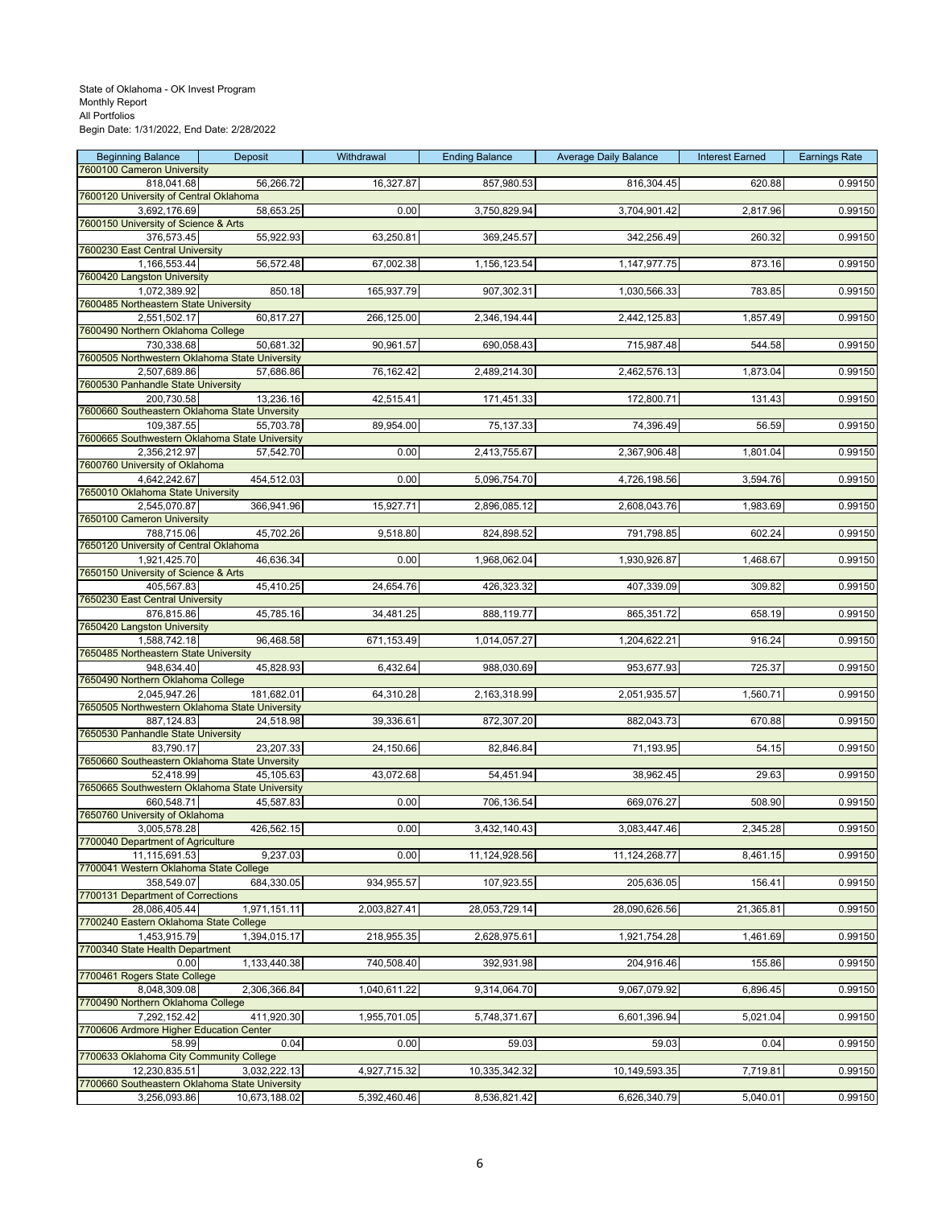State of Oklahoma - OK Invest Program
Monthly Report
All Portfolios
Begin Date: 1/31/2022, End Date: 2/28/2022

| Beginning Balance | Deposit | Withdrawal | Ending Balance | Average Daily Balance | Interest Earned | Earnings Rate |
|---|---|---|---|---|---|---|
| 7600100 Cameron University | | | | | | |
| 818,041.68 | 56,266.72 | 16,327.87 | 857,980.53 | 816,304.45 | 620.88 | 0.99150 |
| 7600120 University of Central Oklahoma | | | | | | |
| 3,692,176.69 | 58,653.25 | 0.00 | 3,750,829.94 | 3,704,901.42 | 2,817.96 | 0.99150 |
| 7600150 University of Science & Arts | | | | | | |
| 376,573.45 | 55,922.93 | 63,250.81 | 369,245.57 | 342,256.49 | 260.32 | 0.99150 |
| 7600230 East Central University | | | | | | |
| 1,166,553.44 | 56,572.48 | 67,002.38 | 1,156,123.54 | 1,147,977.75 | 873.16 | 0.99150 |
| 7600420 Langston University | | | | | | |
| 1,072,389.92 | 850.18 | 165,937.79 | 907,302.31 | 1,030,566.33 | 783.85 | 0.99150 |
| 7600485 Northeastern State University | | | | | | |
| 2,551,502.17 | 60,817.27 | 266,125.00 | 2,346,194.44 | 2,442,125.83 | 1,857.49 | 0.99150 |
| 7600490 Northern Oklahoma College | | | | | | |
| 730,338.68 | 50,681.32 | 90,961.57 | 690,058.43 | 715,987.48 | 544.58 | 0.99150 |
| 7600505 Northwestern Oklahoma State University | | | | | | |
| 2,507,689.86 | 57,686.86 | 76,162.42 | 2,489,214.30 | 2,462,576.13 | 1,873.04 | 0.99150 |
| 7600530 Panhandle State University | | | | | | |
| 200,730.58 | 13,236.16 | 42,515.41 | 171,451.33 | 172,800.71 | 131.43 | 0.99150 |
| 7600660 Southeastern Oklahoma State Unversity | | | | | | |
| 109,387.55 | 55,703.78 | 89,954.00 | 75,137.33 | 74,396.49 | 56.59 | 0.99150 |
| 7600665 Southwestern Oklahoma State University | | | | | | |
| 2,356,212.97 | 57,542.70 | 0.00 | 2,413,755.67 | 2,367,906.48 | 1,801.04 | 0.99150 |
| 7600760 University of Oklahoma | | | | | | |
| 4,642,242.67 | 454,512.03 | 0.00 | 5,096,754.70 | 4,726,198.56 | 3,594.76 | 0.99150 |
| 7650010 Oklahoma State University | | | | | | |
| 2,545,070.87 | 366,941.96 | 15,927.71 | 2,896,085.12 | 2,608,043.76 | 1,983.69 | 0.99150 |
| 7650100 Cameron University | | | | | | |
| 788,715.06 | 45,702.26 | 9,518.80 | 824,898.52 | 791,798.85 | 602.24 | 0.99150 |
| 7650120 University of Central Oklahoma | | | | | | |
| 1,921,425.70 | 46,636.34 | 0.00 | 1,968,062.04 | 1,930,926.87 | 1,468.67 | 0.99150 |
| 7650150 University of Science & Arts | | | | | | |
| 405,567.83 | 45,410.25 | 24,654.76 | 426,323.32 | 407,339.09 | 309.82 | 0.99150 |
| 7650230 East Central University | | | | | | |
| 876,815.86 | 45,785.16 | 34,481.25 | 888,119.77 | 865,351.72 | 658.19 | 0.99150 |
| 7650420 Langston University | | | | | | |
| 1,588,742.18 | 96,468.58 | 671,153.49 | 1,014,057.27 | 1,204,622.21 | 916.24 | 0.99150 |
| 7650485 Northeastern State University | | | | | | |
| 948,634.40 | 45,828.93 | 6,432.64 | 988,030.69 | 953,677.93 | 725.37 | 0.99150 |
| 7650490 Northern Oklahoma College | | | | | | |
| 2,045,947.26 | 181,682.01 | 64,310.28 | 2,163,318.99 | 2,051,935.57 | 1,560.71 | 0.99150 |
| 7650505 Northwestern Oklahoma State University | | | | | | |
| 887,124.83 | 24,518.98 | 39,336.61 | 872,307.20 | 882,043.73 | 670.88 | 0.99150 |
| 7650530 Panhandle State University | | | | | | |
| 83,790.17 | 23,207.33 | 24,150.66 | 82,846.84 | 71,193.95 | 54.15 | 0.99150 |
| 7650660 Southeastern Oklahoma State Unversity | | | | | | |
| 52,418.99 | 45,105.63 | 43,072.68 | 54,451.94 | 38,962.45 | 29.63 | 0.99150 |
| 7650665 Southwestern Oklahoma State University | | | | | | |
| 660,548.71 | 45,587.83 | 0.00 | 706,136.54 | 669,076.27 | 508.90 | 0.99150 |
| 7650760 University of Oklahoma | | | | | | |
| 3,005,578.28 | 426,562.15 | 0.00 | 3,432,140.43 | 3,083,447.46 | 2,345.28 | 0.99150 |
| 7700040 Department of Agriculture | | | | | | |
| 11,115,691.53 | 9,237.03 | 0.00 | 11,124,928.56 | 11,124,268.77 | 8,461.15 | 0.99150 |
| 7700041 Western Oklahoma State College | | | | | | |
| 358,549.07 | 684,330.05 | 934,955.57 | 107,923.55 | 205,636.05 | 156.41 | 0.99150 |
| 7700131 Department of Corrections | | | | | | |
| 28,086,405.44 | 1,971,151.11 | 2,003,827.41 | 28,053,729.14 | 28,090,626.56 | 21,365.81 | 0.99150 |
| 7700240 Eastern Oklahoma State College | | | | | | |
| 1,453,915.79 | 1,394,015.17 | 218,955.35 | 2,628,975.61 | 1,921,754.28 | 1,461.69 | 0.99150 |
| 7700340 State Health Department | | | | | | |
| 0.00 | 1,133,440.38 | 740,508.40 | 392,931.98 | 204,916.46 | 155.86 | 0.99150 |
| 7700461 Rogers State College | | | | | | |
| 8,048,309.08 | 2,306,366.84 | 1,040,611.22 | 9,314,064.70 | 9,067,079.92 | 6,896.45 | 0.99150 |
| 7700490 Northern Oklahoma College | | | | | | |
| 7,292,152.42 | 411,920.30 | 1,955,701.05 | 5,748,371.67 | 6,601,396.94 | 5,021.04 | 0.99150 |
| 7700606 Ardmore Higher Education Center | | | | | | |
| 58.99 | 0.04 | 0.00 | 59.03 | 59.03 | 0.04 | 0.99150 |
| 7700633 Oklahoma City Community College | | | | | | |
| 12,230,835.51 | 3,032,222.13 | 4,927,715.32 | 10,335,342.32 | 10,149,593.35 | 7,719.81 | 0.99150 |
| 7700660 Southeastern Oklahoma State University | | | | | | |
| 3,256,093.86 | 10,673,188.02 | 5,392,460.46 | 8,536,821.42 | 6,626,340.79 | 5,040.01 | 0.99150 |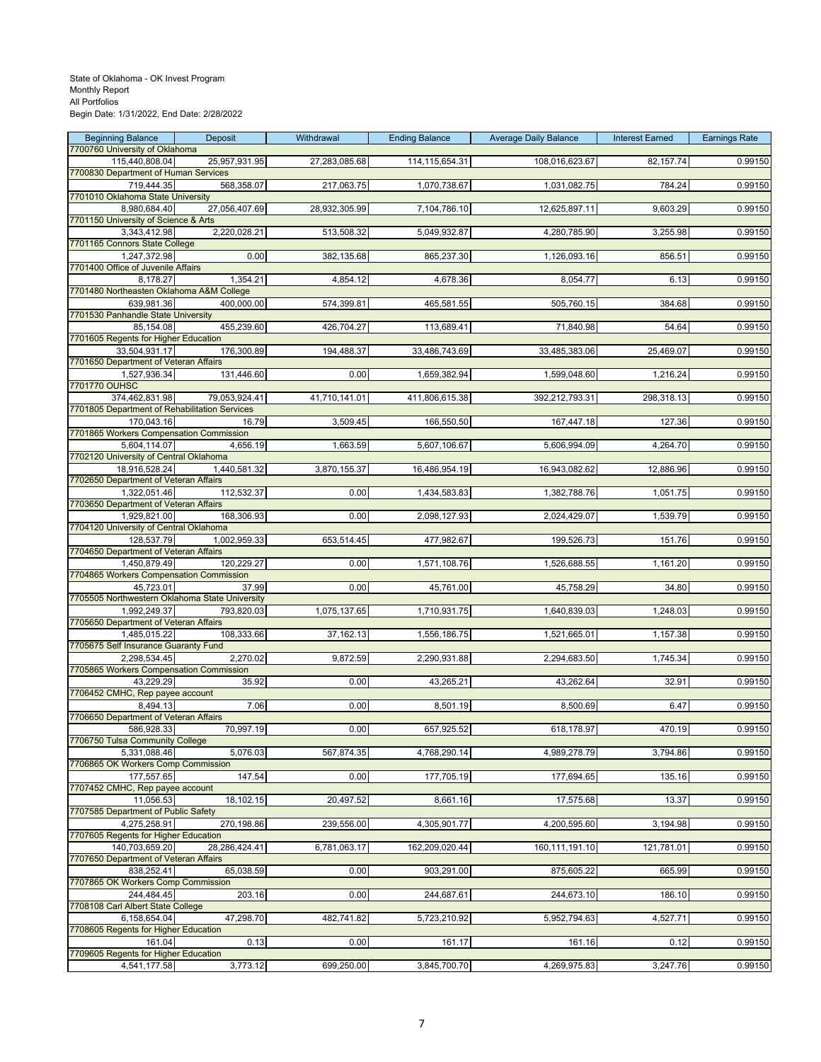State of Oklahoma - OK Invest Program
Monthly Report
All Portfolios
Begin Date: 1/31/2022, End Date: 2/28/2022

| Beginning Balance | Deposit | Withdrawal | Ending Balance | Average Daily Balance | Interest Earned | Earnings Rate |
|---|---|---|---|---|---|---|
| 7700760 University of Oklahoma | | | | | | |
| 115,440,808.04 | 25,957,931.95 | 27,283,085.68 | 114,115,654.31 | 108,016,623.67 | 82,157.74 | 0.99150 |
| 7700830 Department of Human Services | | | | | | |
| 719,444.35 | 568,358.07 | 217,063.75 | 1,070,738.67 | 1,031,082.75 | 784.24 | 0.99150 |
| 7701010 Oklahoma State University | | | | | | |
| 8,980,684.40 | 27,056,407.69 | 28,932,305.99 | 7,104,786.10 | 12,625,897.11 | 9,603.29 | 0.99150 |
| 7701150 University of Science & Arts | | | | | | |
| 3,343,412.98 | 2,220,028.21 | 513,508.32 | 5,049,932.87 | 4,280,785.90 | 3,255.98 | 0.99150 |
| 7701165 Connors State College | | | | | | |
| 1,247,372.98 | 0.00 | 382,135.68 | 865,237.30 | 1,126,093.16 | 856.51 | 0.99150 |
| 7701400 Office of Juvenile Affairs | | | | | | |
| 8,178.27 | 1,354.21 | 4,854.12 | 4,678.36 | 8,054.77 | 6.13 | 0.99150 |
| 7701480 Northeasten Oklahoma A&M College | | | | | | |
| 639,981.36 | 400,000.00 | 574,399.81 | 465,581.55 | 505,760.15 | 384.68 | 0.99150 |
| 7701530 Panhandle State University | | | | | | |
| 85,154.08 | 455,239.60 | 426,704.27 | 113,689.41 | 71,840.98 | 54.64 | 0.99150 |
| 7701605 Regents for Higher Education | | | | | | |
| 33,504,931.17 | 176,300.89 | 194,488.37 | 33,486,743.69 | 33,485,383.06 | 25,469.07 | 0.99150 |
| 7701650 Department of Veteran Affairs | | | | | | |
| 1,527,936.34 | 131,446.60 | 0.00 | 1,659,382.94 | 1,599,048.60 | 1,216.24 | 0.99150 |
| 7701770 OUHSC | | | | | | |
| 374,462,831.98 | 79,053,924.41 | 41,710,141.01 | 411,806,615.38 | 392,212,793.31 | 298,318.13 | 0.99150 |
| 7701805 Department of Rehabilitation Services | | | | | | |
| 170,043.16 | 16.79 | 3,509.45 | 166,550.50 | 167,447.18 | 127.36 | 0.99150 |
| 7701865 Workers Compensation Commission | | | | | | |
| 5,604,114.07 | 4,656.19 | 1,663.59 | 5,607,106.67 | 5,606,994.09 | 4,264.70 | 0.99150 |
| 7702120 University of Central Oklahoma | | | | | | |
| 18,916,528.24 | 1,440,581.32 | 3,870,155.37 | 16,486,954.19 | 16,943,082.62 | 12,886.96 | 0.99150 |
| 7702650 Department of Veteran Affairs | | | | | | |
| 1,322,051.46 | 112,532.37 | 0.00 | 1,434,583.83 | 1,382,788.76 | 1,051.75 | 0.99150 |
| 7703650 Department of Veteran Affairs | | | | | | |
| 1,929,821.00 | 168,306.93 | 0.00 | 2,098,127.93 | 2,024,429.07 | 1,539.79 | 0.99150 |
| 7704120 University of Central Oklahoma | | | | | | |
| 128,537.79 | 1,002,959.33 | 653,514.45 | 477,982.67 | 199,526.73 | 151.76 | 0.99150 |
| 7704650 Department of Veteran Affairs | | | | | | |
| 1,450,879.49 | 120,229.27 | 0.00 | 1,571,108.76 | 1,526,688.55 | 1,161.20 | 0.99150 |
| 7704865 Workers Compensation Commission | | | | | | |
| 45,723.01 | 37.99 | 0.00 | 45,761.00 | 45,758.29 | 34.80 | 0.99150 |
| 7705505 Northwestern Oklahoma State University | | | | | | |
| 1,992,249.37 | 793,820.03 | 1,075,137.65 | 1,710,931.75 | 1,640,839.03 | 1,248.03 | 0.99150 |
| 7705650 Department of Veteran Affairs | | | | | | |
| 1,485,015.22 | 108,333.66 | 37,162.13 | 1,556,186.75 | 1,521,665.01 | 1,157.38 | 0.99150 |
| 7705675 Self Insurance Guaranty Fund | | | | | | |
| 2,298,534.45 | 2,270.02 | 9,872.59 | 2,290,931.88 | 2,294,683.50 | 1,745.34 | 0.99150 |
| 7705865 Workers Compensation Commission | | | | | | |
| 43,229.29 | 35.92 | 0.00 | 43,265.21 | 43,262.64 | 32.91 | 0.99150 |
| 7706452 CMHC, Rep payee account | | | | | | |
| 8,494.13 | 7.06 | 0.00 | 8,501.19 | 8,500.69 | 6.47 | 0.99150 |
| 7706650 Department of Veteran Affairs | | | | | | |
| 586,928.33 | 70,997.19 | 0.00 | 657,925.52 | 618,178.97 | 470.19 | 0.99150 |
| 7706750 Tulsa Community College | | | | | | |
| 5,331,088.46 | 5,076.03 | 567,874.35 | 4,768,290.14 | 4,989,278.79 | 3,794.86 | 0.99150 |
| 7706865 OK Workers Comp Commission | | | | | | |
| 177,557.65 | 147.54 | 0.00 | 177,705.19 | 177,694.65 | 135.16 | 0.99150 |
| 7707452 CMHC, Rep payee account | | | | | | |
| 11,056.53 | 18,102.15 | 20,497.52 | 8,661.16 | 17,575.68 | 13.37 | 0.99150 |
| 7707585 Department of Public Safety | | | | | | |
| 4,275,258.91 | 270,198.86 | 239,556.00 | 4,305,901.77 | 4,200,595.60 | 3,194.98 | 0.99150 |
| 7707605 Regents for Higher Education | | | | | | |
| 140,703,659.20 | 28,286,424.41 | 6,781,063.17 | 162,209,020.44 | 160,111,191.10 | 121,781.01 | 0.99150 |
| 7707650 Department of Veteran Affairs | | | | | | |
| 838,252.41 | 65,038.59 | 0.00 | 903,291.00 | 875,605.22 | 665.99 | 0.99150 |
| 7707865 OK Workers Comp Commission | | | | | | |
| 244,484.45 | 203.16 | 0.00 | 244,687.61 | 244,673.10 | 186.10 | 0.99150 |
| 7708108 Carl Albert State College | | | | | | |
| 6,158,654.04 | 47,298.70 | 482,741.82 | 5,723,210.92 | 5,952,794.63 | 4,527.71 | 0.99150 |
| 7708605 Regents for Higher Education | | | | | | |
| 161.04 | 0.13 | 0.00 | 161.17 | 161.16 | 0.12 | 0.99150 |
| 7709605 Regents for Higher Education | | | | | | |
| 4,541,177.58 | 3,773.12 | 699,250.00 | 3,845,700.70 | 4,269,975.83 | 3,247.76 | 0.99150 |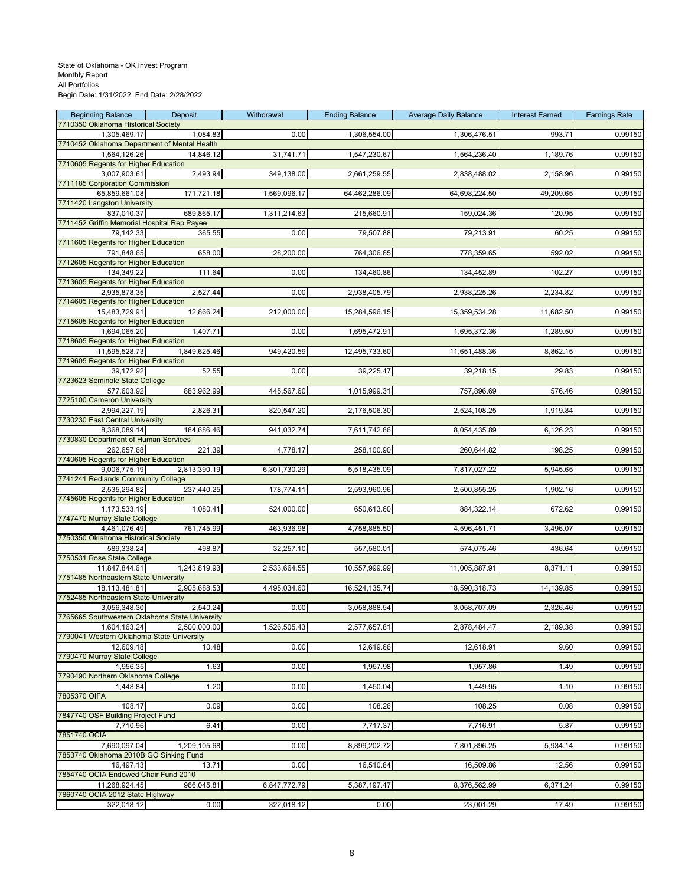State of Oklahoma - OK Invest Program
Monthly Report
All Portfolios
Begin Date: 1/31/2022, End Date: 2/28/2022

| Beginning Balance | Deposit | Withdrawal | Ending Balance | Average Daily Balance | Interest Earned | Earnings Rate |
|---|---|---|---|---|---|---|
| 7710350 Oklahoma Historical Society | | | | | | |
| 1,305,469.17 | 1,084.83 | 0.00 | 1,306,554.00 | 1,306,476.51 | 993.71 | 0.99150 |
| 7710452 Oklahoma Department of Mental Health | | | | | | |
| 1,564,126.26 | 14,846.12 | 31,741.71 | 1,547,230.67 | 1,564,236.40 | 1,189.76 | 0.99150 |
| 7710605 Regents for Higher Education | | | | | | |
| 3,007,903.61 | 2,493.94 | 349,138.00 | 2,661,259.55 | 2,838,488.02 | 2,158.96 | 0.99150 |
| 7711185 Corporation Commission | | | | | | |
| 65,859,661.08 | 171,721.18 | 1,569,096.17 | 64,462,286.09 | 64,698,224.50 | 49,209.65 | 0.99150 |
| 7711420 Langston University | | | | | | |
| 837,010.37 | 689,865.17 | 1,311,214.63 | 215,660.91 | 159,024.36 | 120.95 | 0.99150 |
| 7711452 Griffin Memorial Hospital Rep Payee | | | | | | |
| 79,142.33 | 365.55 | 0.00 | 79,507.88 | 79,213.91 | 60.25 | 0.99150 |
| 7711605 Regents for Higher Education | | | | | | |
| 791,848.65 | 658.00 | 28,200.00 | 764,306.65 | 778,359.65 | 592.02 | 0.99150 |
| 7712605 Regents for Higher Education | | | | | | |
| 134,349.22 | 111.64 | 0.00 | 134,460.86 | 134,452.89 | 102.27 | 0.99150 |
| 7713605 Regents for Higher Education | | | | | | |
| 2,935,878.35 | 2,527.44 | 0.00 | 2,938,405.79 | 2,938,225.26 | 2,234.82 | 0.99150 |
| 7714605 Regents for Higher Education | | | | | | |
| 15,483,729.91 | 12,866.24 | 212,000.00 | 15,284,596.15 | 15,359,534.28 | 11,682.50 | 0.99150 |
| 7715605 Regents for Higher Education | | | | | | |
| 1,694,065.20 | 1,407.71 | 0.00 | 1,695,472.91 | 1,695,372.36 | 1,289.50 | 0.99150 |
| 7718605 Regents for Higher Education | | | | | | |
| 11,595,528.73 | 1,849,625.46 | 949,420.59 | 12,495,733.60 | 11,651,488.36 | 8,862.15 | 0.99150 |
| 7719605 Regents for Higher Education | | | | | | |
| 39,172.92 | 52.55 | 0.00 | 39,225.47 | 39,218.15 | 29.83 | 0.99150 |
| 7723623 Seminole State College | | | | | | |
| 577,603.92 | 883,962.99 | 445,567.60 | 1,015,999.31 | 757,896.69 | 576.46 | 0.99150 |
| 7725100 Cameron University | | | | | | |
| 2,994,227.19 | 2,826.31 | 820,547.20 | 2,176,506.30 | 2,524,108.25 | 1,919.84 | 0.99150 |
| 7730230 East Central University | | | | | | |
| 8,368,089.14 | 184,686.46 | 941,032.74 | 7,611,742.86 | 8,054,435.89 | 6,126.23 | 0.99150 |
| 7730830 Department of Human Services | | | | | | |
| 262,657.68 | 221.39 | 4,778.17 | 258,100.90 | 260,644.82 | 198.25 | 0.99150 |
| 7740605 Regents for Higher Education | | | | | | |
| 9,006,775.19 | 2,813,390.19 | 6,301,730.29 | 5,518,435.09 | 7,817,027.22 | 5,945.65 | 0.99150 |
| 7741241 Redlands Community College | | | | | | |
| 2,535,294.82 | 237,440.25 | 178,774.11 | 2,593,960.96 | 2,500,855.25 | 1,902.16 | 0.99150 |
| 7745605 Regents for Higher Education | | | | | | |
| 1,173,533.19 | 1,080.41 | 524,000.00 | 650,613.60 | 884,322.14 | 672.62 | 0.99150 |
| 7747470 Murray State College | | | | | | |
| 4,461,076.49 | 761,745.99 | 463,936.98 | 4,758,885.50 | 4,596,451.71 | 3,496.07 | 0.99150 |
| 7750350 Oklahoma Historical Society | | | | | | |
| 589,338.24 | 498.87 | 32,257.10 | 557,580.01 | 574,075.46 | 436.64 | 0.99150 |
| 7750531 Rose State College | | | | | | |
| 11,847,844.61 | 1,243,819.93 | 2,533,664.55 | 10,557,999.99 | 11,005,887.91 | 8,371.11 | 0.99150 |
| 7751485 Northeastern State University | | | | | | |
| 18,113,481.81 | 2,905,688.53 | 4,495,034.60 | 16,524,135.74 | 18,590,318.73 | 14,139.85 | 0.99150 |
| 7752485 Northeastern State University | | | | | | |
| 3,056,348.30 | 2,540.24 | 0.00 | 3,058,888.54 | 3,058,707.09 | 2,326.46 | 0.99150 |
| 7765665 Southwestern Oklahoma State University | | | | | | |
| 1,604,163.24 | 2,500,000.00 | 1,526,505.43 | 2,577,657.81 | 2,878,484.47 | 2,189.38 | 0.99150 |
| 7790041 Western Oklahoma State University | | | | | | |
| 12,609.18 | 10.48 | 0.00 | 12,619.66 | 12,618.91 | 9.60 | 0.99150 |
| 7790470 Murray State College | | | | | | |
| 1,956.35 | 1.63 | 0.00 | 1,957.98 | 1,957.86 | 1.49 | 0.99150 |
| 7790490 Northern Oklahoma College | | | | | | |
| 1,448.84 | 1.20 | 0.00 | 1,450.04 | 1,449.95 | 1.10 | 0.99150 |
| 7805370 OIFA | | | | | | |
| 108.17 | 0.09 | 0.00 | 108.26 | 108.25 | 0.08 | 0.99150 |
| 7847740 OSF Building Project Fund | | | | | | |
| 7,710.96 | 6.41 | 0.00 | 7,717.37 | 7,716.91 | 5.87 | 0.99150 |
| 7851740 OCIA | | | | | | |
| 7,690,097.04 | 1,209,105.68 | 0.00 | 8,899,202.72 | 7,801,896.25 | 5,934.14 | 0.99150 |
| 7853740 Oklahoma 2010B GO Sinking Fund | | | | | | |
| 16,497.13 | 13.71 | 0.00 | 16,510.84 | 16,509.86 | 12.56 | 0.99150 |
| 7854740 OCIA Endowed Chair Fund 2010 | | | | | | |
| 11,268,924.45 | 966,045.81 | 6,847,772.79 | 5,387,197.47 | 8,376,562.99 | 6,371.24 | 0.99150 |
| 7860740 OCIA 2012 State Highway | | | | | | |
| 322,018.12 | 0.00 | 322,018.12 | 0.00 | 23,001.29 | 17.49 | 0.99150 |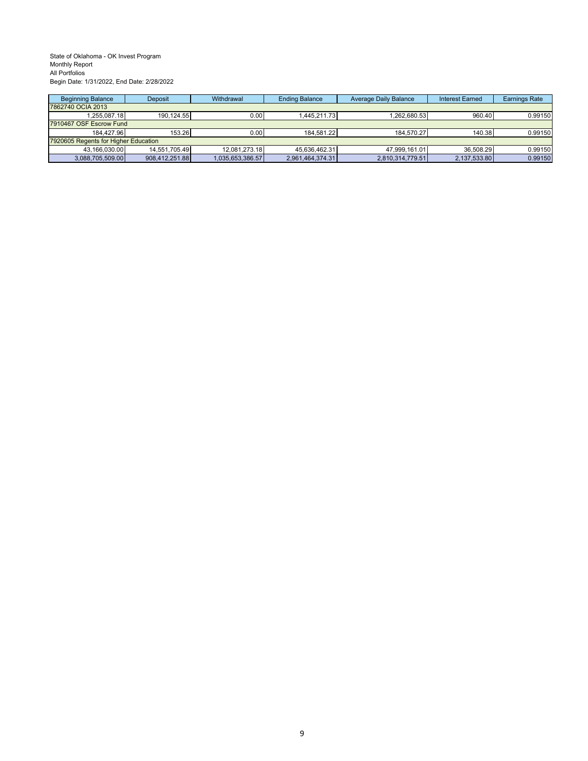State of Oklahoma - OK Invest Program
Monthly Report
All Portfolios
Begin Date: 1/31/2022, End Date: 2/28/2022

| Beginning Balance | Deposit | Withdrawal | Ending Balance | Average Daily Balance | Interest Earned | Earnings Rate |
|---|---|---|---|---|---|---|
| 7862740 OCIA 2013 | | | | | | |
| 1,255,087.18 | 190,124.55 | 0.00 | 1,445,211.73 | 1,262,680.53 | 960.40 | 0.99150 |
| 7910467 OSF Escrow Fund | | | | | | |
| 184,427.96 | 153.26 | 0.00 | 184,581.22 | 184,570.27 | 140.38 | 0.99150 |
| 7920605 Regents for Higher Education | | | | | | |
| 43,166,030.00 | 14,551,705.49 | 12,081,273.18 | 45,636,462.31 | 47,999,161.01 | 36,508.29 | 0.99150 |
| 3,088,705,509.00 | 908,412,251.88 | 1,035,653,386.57 | 2,961,464,374.31 | 2,810,314,779.51 | 2,137,533.80 | 0.99150 |